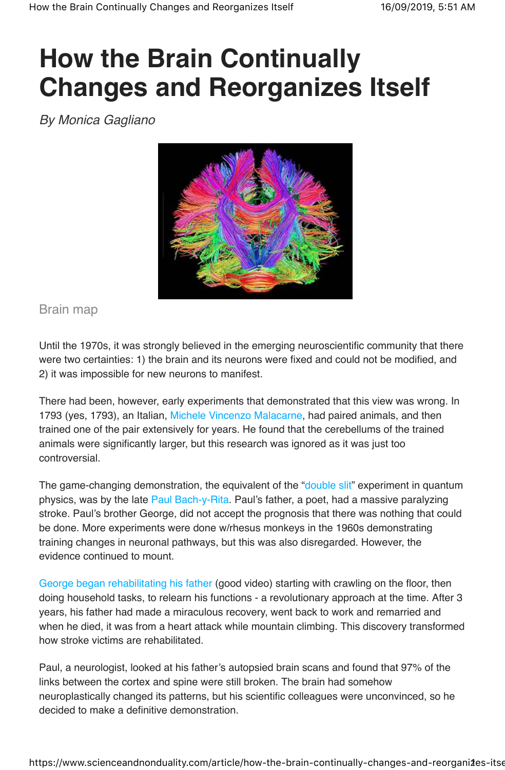# How the Brain Continually Changes and Reorganizes Itself

*By Monica Gagliano*

Brain map

Until the 1970s, it was strongly believed in the emerging neuroscientific community that there were two certainties: 1) the brain and its neurons were fixed and could not be modified, and 2) it was impossible for new neurons to manifest.

There had been, however, early experiments that demonstrated that this view was wrong. In 1793 (yes, 1793), an Italian, Michele Vincenzo Malacarne, had paired animals, and then trained one of the pair extensively for years. He found that the cerebellums of the trained animals were significantly larger, but this research was ignored as it was just too controversial.

The game-changing demonstration, the equivalent of the "double slit" experiment in quantum physics, was by the late Paul Bach-y-Rita. Paul's father, a poet, had a massive paralyzing stroke. Paul's brother George, did not accept the prognosis that there was nothing that could be done. More experiments were done w/rhesus monkeys in the 1960s demonstrating training changes in neuronal pathways, but this was also disregarded. However, the evidence continued to mount.

George began rehabilitating his father (good video) starting with crawling on the floor, then doing household tasks, to relearn his functions - a revolutionary approach at the time. After 3 years, his father had made a miraculous recovery, went back to work and remarried and when he died, it was from a heart attack while mountain climbing. This discovery transformed how stroke victims are rehabilitated.

Paul, a neurologist, looked at his father's autopsied brain scans and found that 97% of the links between the cortex and spine were still broken. The brain had somehow neuroplastically changed its patterns, but his scientific colleagues were unconvinced, so he decided to make a definitive demonstration.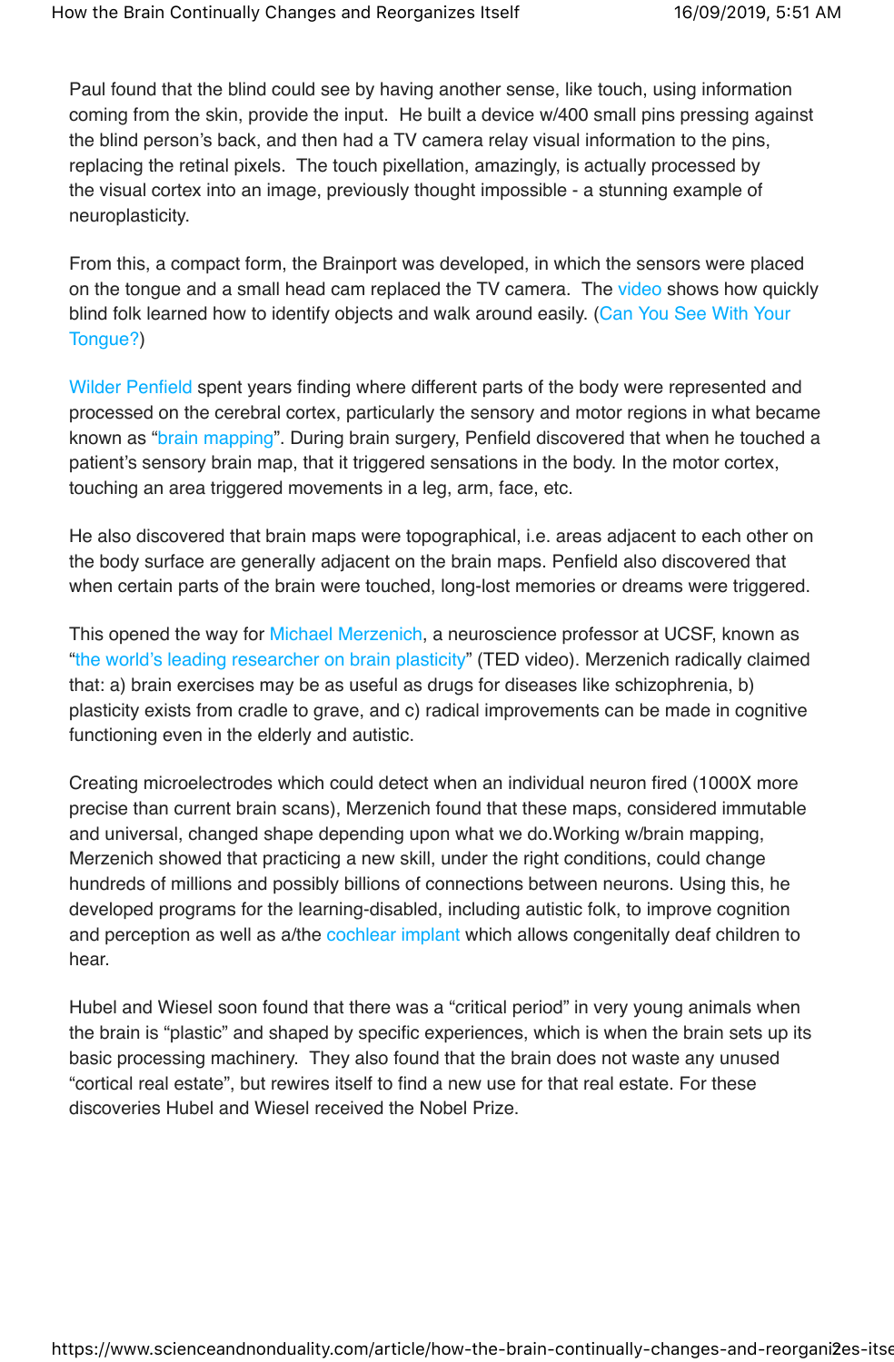Paul found that the blind could see by having another sense, like touch, using information coming from the skin, provide the input. He built a device w/400 small pins pressing against the blind person's back, and then had a TV camera relay visual information to the pins, replacing the retinal pixels. The touch pixellation, amazingly, is actually processed by the visual cortex into an image, previously thought impossible - a stunning example of neuroplasticity.

From this, a compact form, the Brainport was developed, in which the sensors were placed on the tongue and a small head cam replaced the TV camera. The video shows how quickly blind folk learned how to identify objects and walk around easily. (Can You See With Your Tongue?)

Wilder Penfield spent years finding where different parts of the body were represented and processed on the cerebral cortex, particularly the sensory and motor regions in what became known as "brain mapping". During brain surgery, Penfield discovered that when he touched a patient's sensory brain map, that it triggered sensations in the body. In the motor cortex, touching an area triggered movements in a leg, arm, face, etc.

He also discovered that brain maps were topographical, i.e. areas adjacent to each other on the body surface are generally adjacent on the brain maps. Penfield also discovered that when certain parts of the brain were touched, long-lost memories or dreams were triggered.

This opened the way for Michael Merzenich, a neuroscience professor at UCSF, known as "the world's leading researcher on brain plasticity" (TED video). Merzenich radically claimed that: a) brain exercises may be as useful as drugs for diseases like schizophrenia, b) plasticity exists from cradle to grave, and c) radical improvements can be made in cognitive functioning even in the elderly and autistic.

Creating microelectrodes which could detect when an individual neuron fired (1000X more precise than current brain scans), Merzenich found that these maps, considered immutable and universal, changed shape depending upon what we do.Working w/brain mapping, Merzenich showed that practicing a new skill, under the right conditions, could change hundreds of millions and possibly billions of connections between neurons. Using this, he developed programs for the learning-disabled, including autistic folk, to improve cognition and perception as well as a/the cochlear implant which allows congenitally deaf children to hear.

Hubel and Wiesel soon found that there was a "critical period" in very young animals when the brain is "plastic" and shaped by specific experiences, which is when the brain sets up its basic processing machinery. They also found that the brain does not waste any unused "cortical real estate", but rewires itself to find a new use for that real estate. For these discoveries Hubel and Wiesel received the Nobel Prize.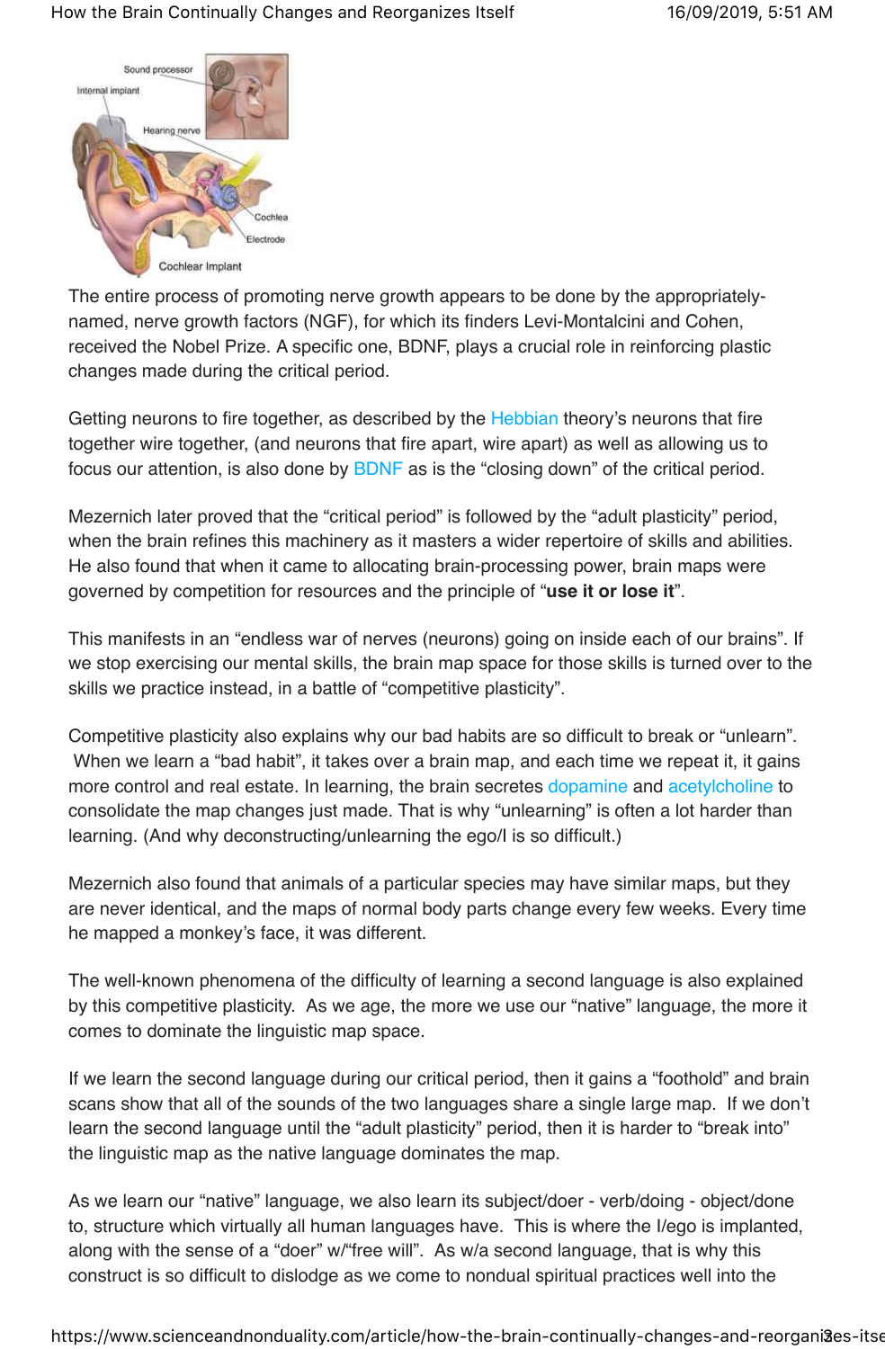The entire process of promoting nerve growth appears to be done by the appropriately-named, nerve growth factors (NGF), for which its finders Levi-Montalcini and Cohen, received the Nobel Prize. A specific one, BDNF, plays a crucial role in reinforcing plastic changes made during the critical period.

Getting neurons to fire together, as described by the Hebbian theory's neurons that fire together wire together, (and neurons that fire apart, wire apart) as well as allowing us to focus our attention, is also done by BDNF as is the "closing down" of the critical period.

Mezernich later proved that the "critical period" is followed by the "adult plasticity" period, when the brain refines this machinery as it masters a wider repertoire of skills and abilities. He also found that when it came to allocating brain-processing power, brain maps were governed by competition for resources and the principle of "**use it or lose it**".

This manifests in an "endless war of nerves (neurons) going on inside each of our brains". If we stop exercising our mental skills, the brain map space for those skills is turned over to the skills we practice instead, in a battle of "competitive plasticity".

Competitive plasticity also explains why our bad habits are so difficult to break or "unlearn". When we learn a "bad habit", it takes over a brain map, and each time we repeat it, it gains more control and real estate. In learning, the brain secretes dopamine and acetylcholine to consolidate the map changes just made. That is why "unlearning" is often a lot harder than learning. (And why deconstructing/unlearning the ego/I is so difficult.)

Mezernich also found that animals of a particular species may have similar maps, but they are never identical, and the maps of normal body parts change every few weeks. Every time he mapped a monkey's face, it was different.

The well-known phenomena of the difficulty of learning a second language is also explained by this competitive plasticity. As we age, the more we use our "native" language, the more it comes to dominate the linguistic map space.

If we learn the second language during our critical period, then it gains a "foothold" and brain scans show that all of the sounds of the two languages share a single large map. If we don't learn the second language until the "adult plasticity" period, then it is harder to "break into" the linguistic map as the native language dominates the map.

As we learn our "native" language, we also learn its subject/doer - verb/doing - object/done to, structure which virtually all human languages have. This is where the I/ego is implanted, along with the sense of a "doer" w/"free will". As w/a second language, that is why this construct is so difficult to dislodge as we come to nondual spiritual practices well into the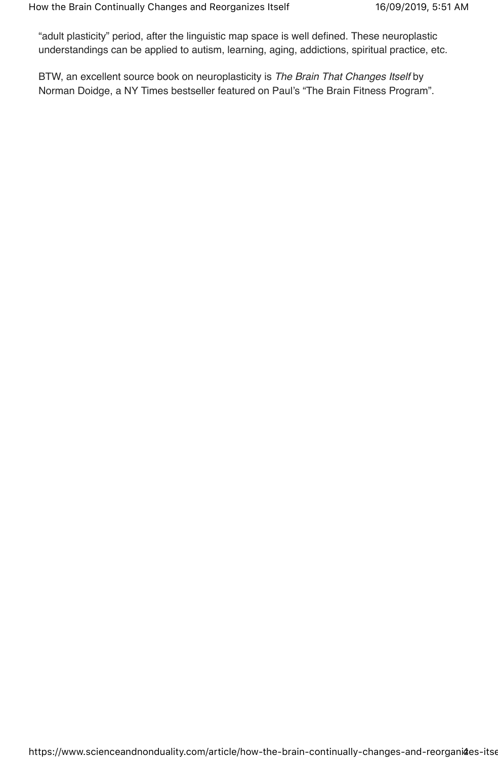"adult plasticity" period, after the linguistic map space is well defined. These neuroplastic understandings can be applied to autism, learning, aging, addictions, spiritual practice, etc.

BTW, an excellent source book on neuroplasticity is *The Brain That Changes Itself* by Norman Doidge, a NY Times bestseller featured on Paul's "The Brain Fitness Program".